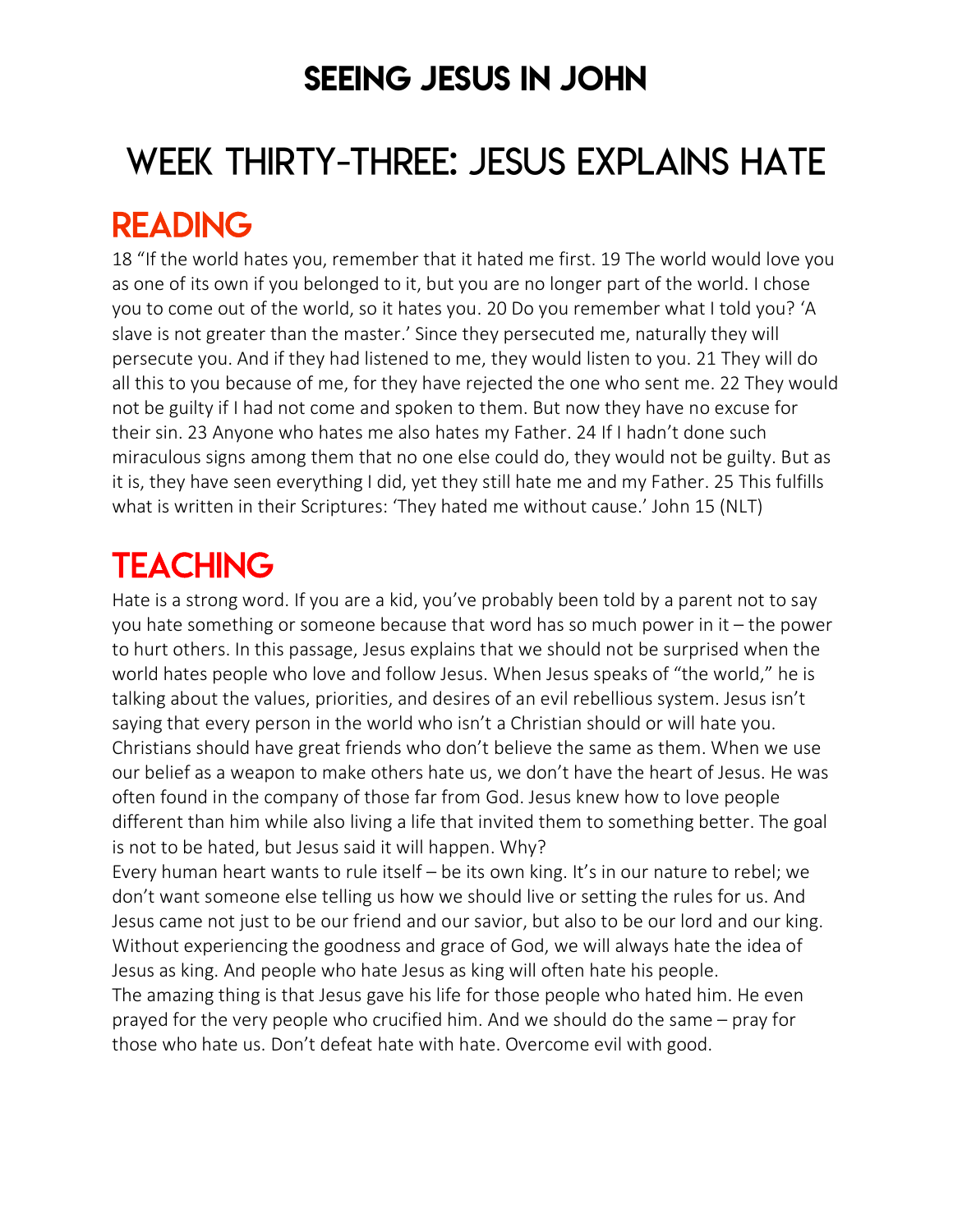# SEEING JESUS IN JOHN

# WEEK THIRTY-THREE: JESUS EXPLAINS HATE

## READING

18 "If the world hates you, remember that it hated me first. 19 The world would love you as one of its own if you belonged to it, but you are no longer part of the world. I chose you to come out of the world, so it hates you. 20 Do you remember what I told you? 'A slave is not greater than the master.' Since they persecuted me, naturally they will persecute you. And if they had listened to me, they would listen to you. 21 They will do all this to you because of me, for they have rejected the one who sent me. 22 They would not be guilty if I had not come and spoken to them. But now they have no excuse for their sin. 23 Anyone who hates me also hates my Father. 24 If I hadn't done such miraculous signs among them that no one else could do, they would not be guilty. But as it is, they have seen everything I did, yet they still hate me and my Father. 25 This fulfills what is written in their Scriptures: 'They hated me without cause.' John 15 (NLT)

## TEACHING

Hate is a strong word. If you are a kid, you've probably been told by a parent not to say you hate something or someone because that word has so much power in it – the power to hurt others. In this passage, Jesus explains that we should not be surprised when the world hates people who love and follow Jesus. When Jesus speaks of "the world," he is talking about the values, priorities, and desires of an evil rebellious system. Jesus isn't saying that every person in the world who isn't a Christian should or will hate you. Christians should have great friends who don't believe the same as them. When we use our belief as a weapon to make others hate us, we don't have the heart of Jesus. He was often found in the company of those far from God. Jesus knew how to love people different than him while also living a life that invited them to something better. The goal is not to be hated, but Jesus said it will happen. Why?

Every human heart wants to rule itself – be its own king. It's in our nature to rebel; we don't want someone else telling us how we should live or setting the rules for us. And Jesus came not just to be our friend and our savior, but also to be our lord and our king. Without experiencing the goodness and grace of God, we will always hate the idea of Jesus as king. And people who hate Jesus as king will often hate his people.

The amazing thing is that Jesus gave his life for those people who hated him. He even prayed for the very people who crucified him. And we should do the same – pray for those who hate us. Don't defeat hate with hate. Overcome evil with good.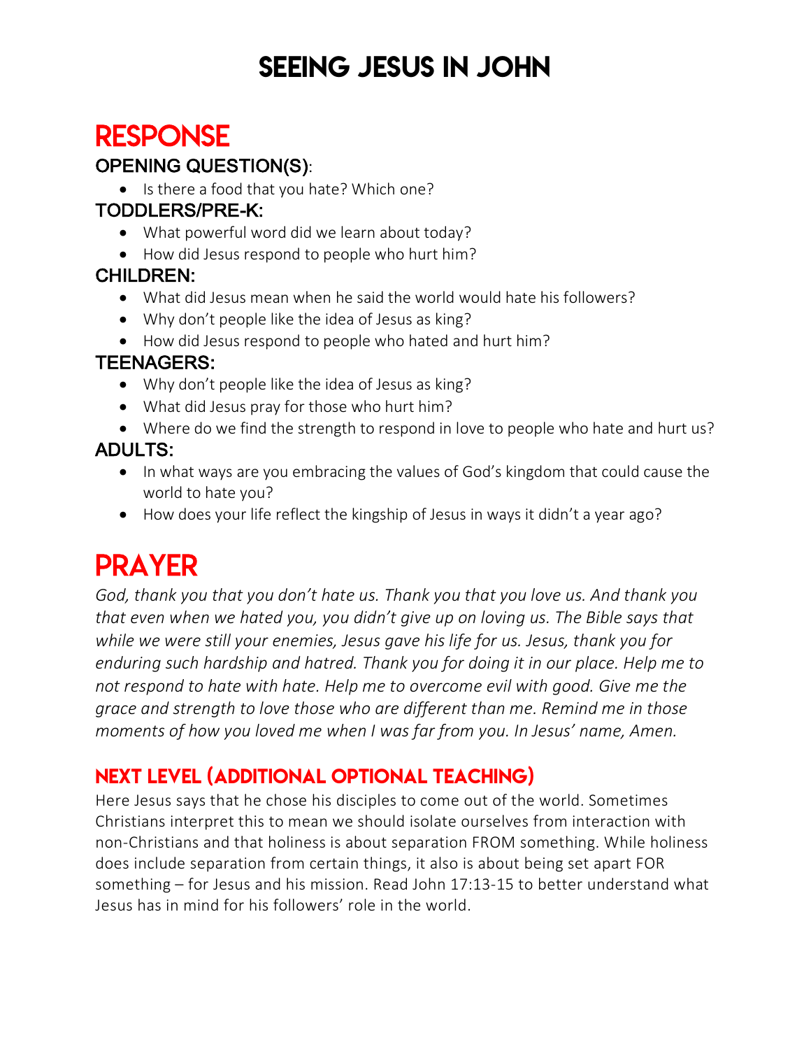# SEEING JESUS IN JOHN

## RESPONSE

### OPENING QUESTION(S):

- Is there a food that you hate? Which one?

### TODDLERS/PRE-K:

- What powerful word did we learn about today?
- How did Jesus respond to people who hurt him?

### CHILDREN:

- What did Jesus mean when he said the world would hate his followers?
- Why don't people like the idea of Jesus as king?
- How did Jesus respond to people who hated and hurt him?

### TEENAGERS:

- Why don't people like the idea of Jesus as king?
- What did Jesus pray for those who hurt him?
- Where do we find the strength to respond in love to people who hate and hurt us?

### ADULTS:

- In what ways are you embracing the values of God's kingdom that could cause the world to hate you?
- How does your life reflect the kingship of Jesus in ways it didn't a year ago?

## PRAYER

*God, thank you that you don't hate us. Thank you that you love us. And thank you that even when we hated you, you didn't give up on loving us. The Bible says that while we were still your enemies, Jesus gave his life for us. Jesus, thank you for enduring such hardship and hatred. Thank you for doing it in our place. Help me to not respond to hate with hate. Help me to overcome evil with good. Give me the grace and strength to love those who are different than me. Remind me in those moments of how you loved me when I was far from you. In Jesus' name, Amen.*

### NEXT LEVEL (ADDITIONAL OPTIONAL TEACHING)

Here Jesus says that he chose his disciples to come out of the world. Sometimes Christians interpret this to mean we should isolate ourselves from interaction with non-Christians and that holiness is about separation FROM something. While holiness does include separation from certain things, it also is about being set apart FOR something – for Jesus and his mission. Read John 17:13-15 to better understand what Jesus has in mind for his followers' role in the world.